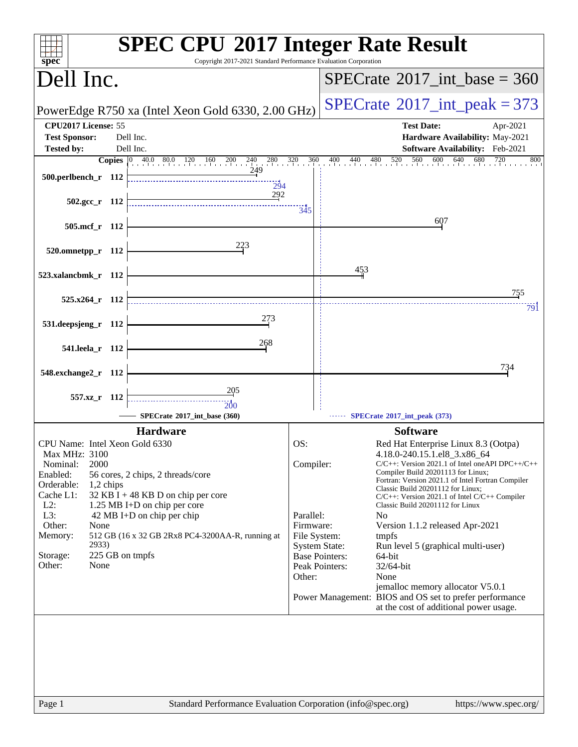# SPEC CPU 2017 Integer Rate Result

Copyright 2017-2021 Standard Performance Evaluation Corporation

## Dell Inc.

PowerEdge R750 xa (Intel Xeon Gold 6330, 2.00 GHz)

SPECrate 2017_int_base = 360

SPECrate 2017_int_peak = 373

| | | | |
|---|---|---|---|
| **CPU2017 License:** | 55 | **Test Date:** | Apr-2021 |
| **Test Sponsor:** | Dell Inc. | **Hardware Availability:** | May-2021 |
| **Tested by:** | Dell Inc. | **Software Availability:** | Feb-2021 |

| Benchmark | Copies | Base | Peak |
|---|---|---|---|
| 500.perlbench_r | 112 | 249 | 294 |
| 502.gcc_r | 112 | 292 | 345 |
| 505.mcf_r | 112 | 607 | |
| 520.omnetpp_r | 112 | 223 | |
| 523.xalancbmk_r | 112 | 453 | |
| 525.x264_r | 112 | 755 | 791 |
| 531.deepsjeng_r | 112 | 273 | |
| 541.leela_r | 112 | 268 | |
| 548.exchange2_r | 112 | 734 | |
| 557.xz_r | 112 | 205 | 200 |

SPECrate 2017_int_base (360) — SPECrate 2017_int_peak (373)

### Hardware

| | |
|---|---|
| CPU Name: | Intel Xeon Gold 6330 |
| Max MHz: | 3100 |
| Nominal: | 2000 |
| Enabled: | 56 cores, 2 chips, 2 threads/core |
| Orderable: | 1,2 chips |
| Cache L1: | 32 KB I + 48 KB D on chip per core |
| L2: | 1.25 MB I+D on chip per core |
| L3: | 42 MB I+D on chip per chip |
| Other: | None |
| Memory: | 512 GB (16 x 32 GB 2Rx8 PC4-3200AA-R, running at 2933) |
| Storage: | 225 GB on tmpfs |
| Other: | None |

### Software

| | |
|---|---|
| OS: | Red Hat Enterprise Linux 8.3 (Ootpa) 4.18.0-240.15.1.el8_3.x86_64 |
| Compiler: | C/C++: Version 2021.1 of Intel oneAPI DPC++/C++ Compiler Build 20201113 for Linux; Fortran: Version 2021.1 of Intel Fortran Compiler Classic Build 20201112 for Linux; C/C++: Version 2021.1 of Intel C/C++ Compiler Classic Build 20201112 for Linux |
| Parallel: | No |
| Firmware: | Version 1.1.2 released Apr-2021 |
| File System: | tmpfs |
| System State: | Run level 5 (graphical multi-user) |
| Base Pointers: | 64-bit |
| Peak Pointers: | 32/64-bit |
| Other: | None jemalloc memory allocator V5.0.1 |
| Power Management: | BIOS and OS set to prefer performance at the cost of additional power usage. |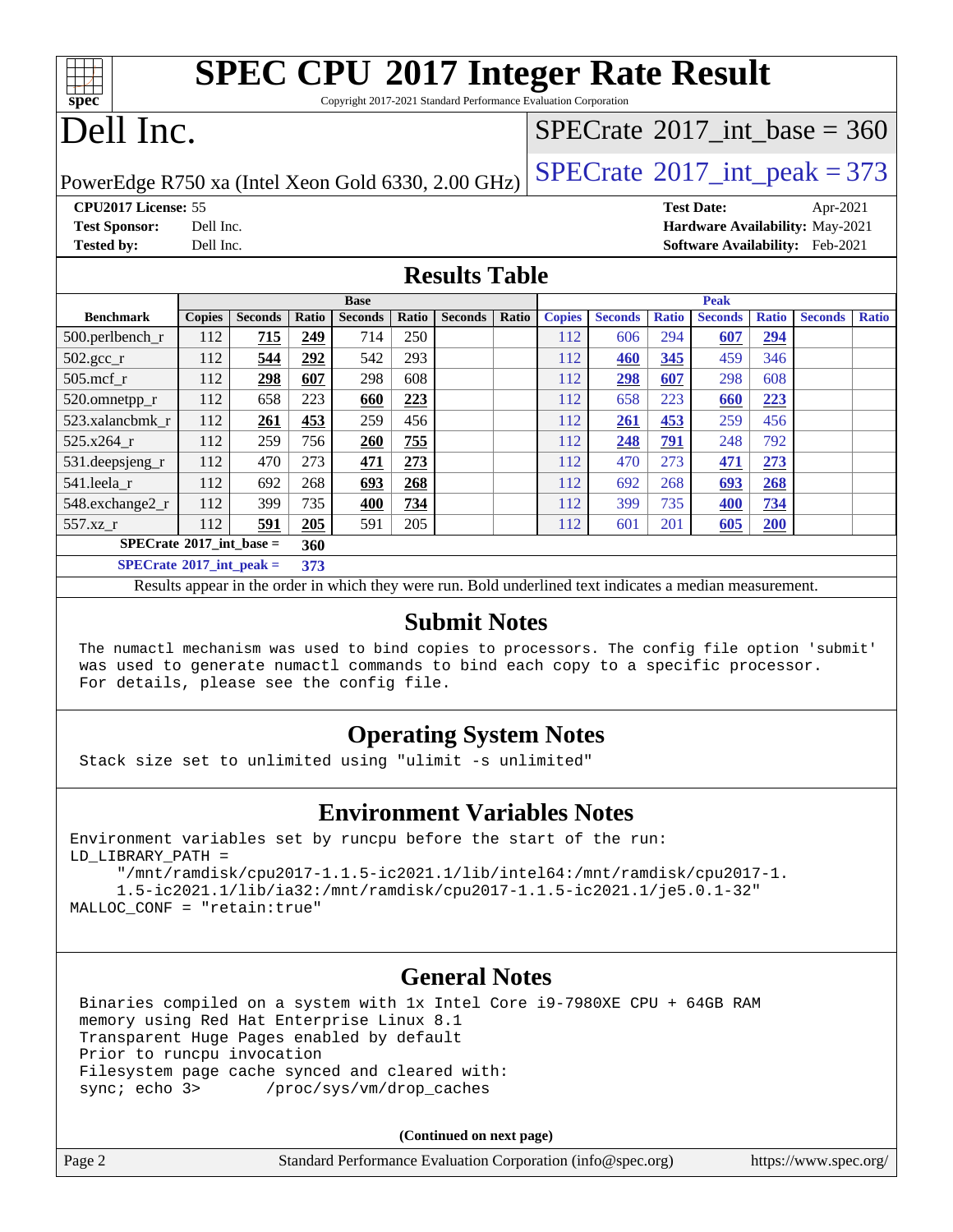# SPEC CPU 2017 Integer Rate Result

Copyright 2017-2021 Standard Performance Evaluation Corporation

# Dell Inc.

PowerEdge R750 xa (Intel Xeon Gold 6330, 2.00 GHz)

SPECrate 2017_int_base = 360

SPECrate 2017_int_peak = 373

**CPU2017 License:** 55
**Test Sponsor:** Dell Inc.
**Tested by:** Dell Inc.

**Test Date:** Apr-2021
**Hardware Availability:** May-2021
**Software Availability:** Feb-2021

## Results Table

| Benchmark | Base | | | | | | | Peak | | | | | | |
|---|---|---|---|---|---|---|---|---|---|---|---|---|---|---|
| | Copies | Seconds | Ratio | Seconds | Ratio | Seconds | Ratio | Copies | Seconds | Ratio | Seconds | Ratio | Seconds | Ratio |
| 500.perlbench_r | 112 | **715** | **249** | 714 | 250 | | | 112 | 606 | 294 | **607** | **294** | | |
| 502.gcc_r | 112 | **544** | **292** | 542 | 293 | | | 112 | **460** | **345** | 459 | 346 | | |
| 505.mcf_r | 112 | **298** | **607** | 298 | 608 | | | 112 | **298** | **607** | 298 | 608 | | |
| 520.omnetpp_r | 112 | 658 | 223 | **660** | **223** | | | 112 | 658 | 223 | **660** | **223** | | |
| 523.xalancbmk_r | 112 | **261** | **453** | 259 | 456 | | | 112 | **261** | **453** | 259 | 456 | | |
| 525.x264_r | 112 | 259 | 756 | **260** | **755** | | | 112 | **248** | **791** | 248 | 792 | | |
| 531.deepsjeng_r | 112 | 470 | 273 | **471** | **273** | | | 112 | 470 | 273 | **471** | **273** | | |
| 541.leela_r | 112 | 692 | 268 | **693** | **268** | | | 112 | 692 | 268 | **693** | **268** | | |
| 548.exchange2_r | 112 | 399 | 735 | **400** | **734** | | | 112 | 399 | 735 | **400** | **734** | | |
| 557.xz_r | 112 | **591** | **205** | 591 | 205 | | | 112 | 601 | 201 | **605** | **200** | | |

SPECrate 2017_int_base = **360**

SPECrate 2017_int_peak = **373**

Results appear in the order in which they were run. Bold underlined text indicates a median measurement.

## Submit Notes

```
The numactl mechanism was used to bind copies to processors. The config file option 'submit'
was used to generate numactl commands to bind each copy to a specific processor.
For details, please see the config file.
```

## Operating System Notes

```
Stack size set to unlimited using "ulimit -s unlimited"
```

## Environment Variables Notes

```
Environment variables set by runcpu before the start of the run:
LD_LIBRARY_PATH =
     "/mnt/ramdisk/cpu2017-1.1.5-ic2021.1/lib/intel64:/mnt/ramdisk/cpu2017-1.
     1.5-ic2021.1/lib/ia32:/mnt/ramdisk/cpu2017-1.1.5-ic2021.1/je5.0.1-32"
MALLOC_CONF = "retain:true"
```

## General Notes

```
Binaries compiled on a system with 1x Intel Core i9-7980XE CPU + 64GB RAM
memory using Red Hat Enterprise Linux 8.1
Transparent Huge Pages enabled by default
Prior to runcpu invocation
Filesystem page cache synced and cleared with:
sync; echo 3>       /proc/sys/vm/drop_caches
```

(Continued on next page)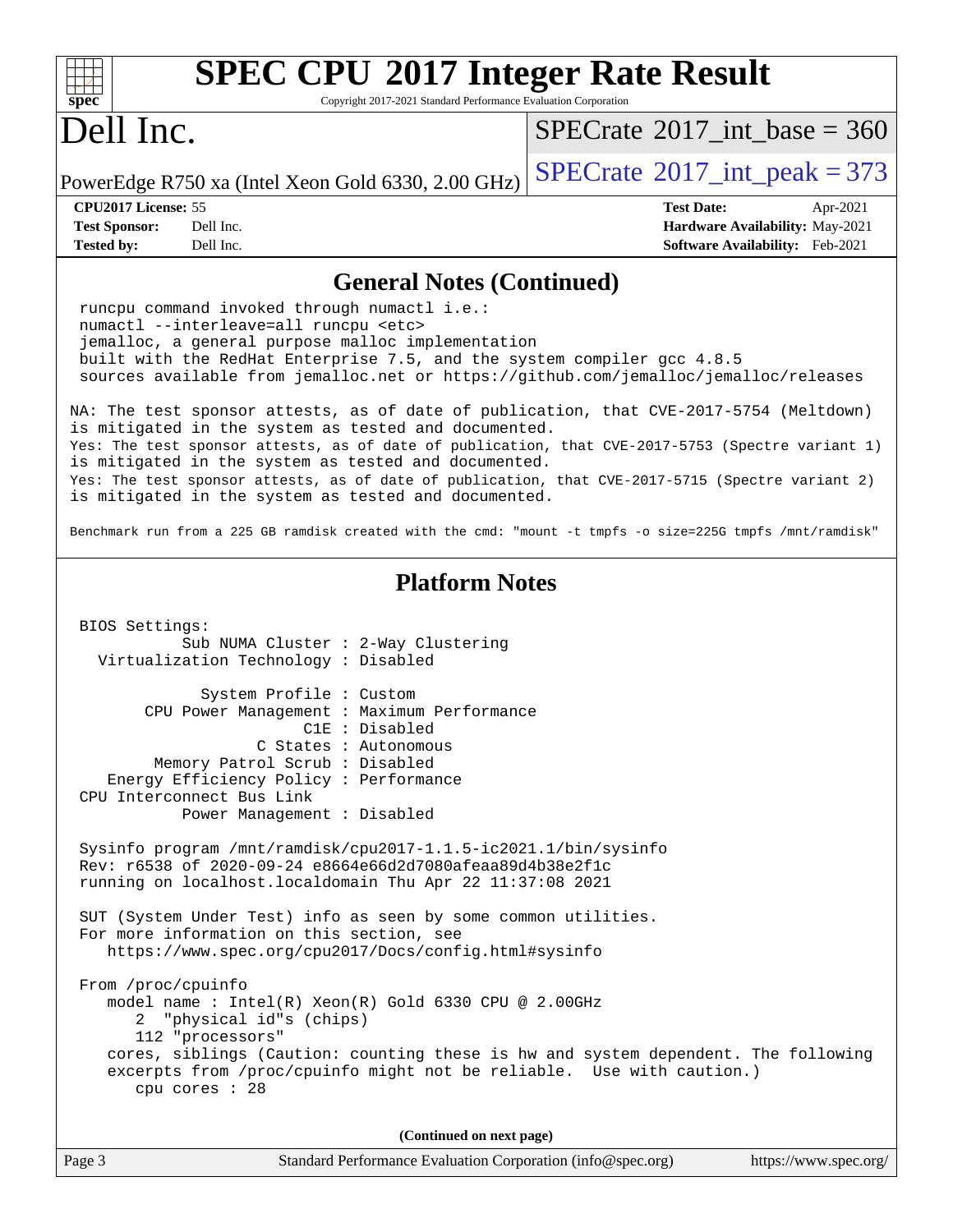## General Notes (Continued)

```
runcpu command invoked through numactl i.e.:
numactl --interleave=all runcpu <etc>
jemalloc, a general purpose malloc implementation
built with the RedHat Enterprise 7.5, and the system compiler gcc 4.8.5
sources available from jemalloc.net or https://github.com/jemalloc/jemalloc/releases
```

NA: The test sponsor attests, as of date of publication, that CVE-2017-5754 (Meltdown) is mitigated in the system as tested and documented.
Yes: The test sponsor attests, as of date of publication, that CVE-2017-5753 (Spectre variant 1) is mitigated in the system as tested and documented.
Yes: The test sponsor attests, as of date of publication, that CVE-2017-5715 (Spectre variant 2) is mitigated in the system as tested and documented.

Benchmark run from a 225 GB ramdisk created with the cmd: "mount -t tmpfs -o size=225G tmpfs /mnt/ramdisk"

## Platform Notes

```
BIOS Settings:
          Sub NUMA Cluster : 2-Way Clustering
  Virtualization Technology : Disabled

             System Profile : Custom
       CPU Power Management : Maximum Performance
                        C1E : Disabled
                   C States : Autonomous
        Memory Patrol Scrub : Disabled
   Energy Efficiency Policy : Performance
CPU Interconnect Bus Link
           Power Management : Disabled

Sysinfo program /mnt/ramdisk/cpu2017-1.1.5-ic2021.1/bin/sysinfo
Rev: r6538 of 2020-09-24 e8664e66d2d7080afeaa89d4b38e2f1c
running on localhost.localdomain Thu Apr 22 11:37:08 2021

SUT (System Under Test) info as seen by some common utilities.
For more information on this section, see
   https://www.spec.org/cpu2017/Docs/config.html#sysinfo

From /proc/cpuinfo
   model name : Intel(R) Xeon(R) Gold 6330 CPU @ 2.00GHz
      2  "physical id"s (chips)
      112 "processors"
   cores, siblings (Caution: counting these is hw and system dependent. The following
   excerpts from /proc/cpuinfo might not be reliable.  Use with caution.)
      cpu cores : 28
```

(Continued on next page)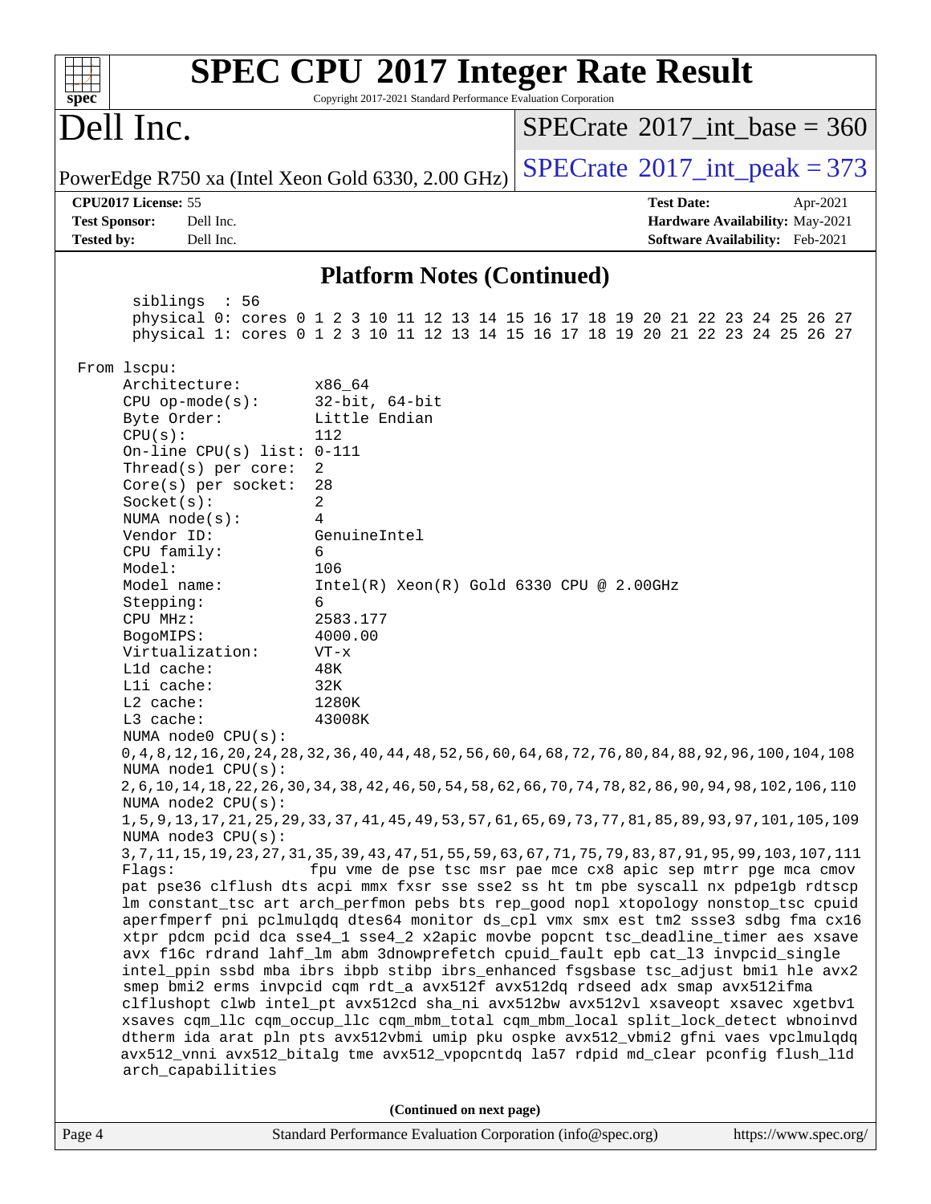# SPEC CPU 2017 Integer Rate Result

Copyright 2017-2021 Standard Performance Evaluation Corporation

**Dell Inc.**

PowerEdge R750 xa (Intel Xeon Gold 6330, 2.00 GHz)

SPECrate 2017_int_base = 360

SPECrate 2017_int_peak = 373

| | | | |
|---|---|---|---|
| **CPU2017 License:** | 55 | **Test Date:** | Apr-2021 |
| **Test Sponsor:** | Dell Inc. | **Hardware Availability:** | May-2021 |
| **Tested by:** | Dell Inc. | **Software Availability:** | Feb-2021 |

## Platform Notes (Continued)

```
      siblings  : 56
      physical 0: cores 0 1 2 3 10 11 12 13 14 15 16 17 18 19 20 21 22 23 24 25 26 27
      physical 1: cores 0 1 2 3 10 11 12 13 14 15 16 17 18 19 20 21 22 23 24 25 26 27

 From lscpu:
      Architecture:          x86_64
      CPU op-mode(s):        32-bit, 64-bit
      Byte Order:            Little Endian
      CPU(s):                112
      On-line CPU(s) list: 0-111
      Thread(s) per core:    2
      Core(s) per socket:    28
      Socket(s):             2
      NUMA node(s):          4
      Vendor ID:             GenuineIntel
      CPU family:            6
      Model:                 106
      Model name:            Intel(R) Xeon(R) Gold 6330 CPU @ 2.00GHz
      Stepping:              6
      CPU MHz:               2583.177
      BogoMIPS:              4000.00
      Virtualization:        VT-x
      L1d cache:             48K
      L1i cache:             32K
      L2 cache:              1280K
      L3 cache:              43008K
      NUMA node0 CPU(s):
      0,4,8,12,16,20,24,28,32,36,40,44,48,52,56,60,64,68,72,76,80,84,88,92,96,100,104,108
      NUMA node1 CPU(s):
      2,6,10,14,18,22,26,30,34,38,42,46,50,54,58,62,66,70,74,78,82,86,90,94,98,102,106,110
      NUMA node2 CPU(s):
      1,5,9,13,17,21,25,29,33,37,41,45,49,53,57,61,65,69,73,77,81,85,89,93,97,101,105,109
      NUMA node3 CPU(s):
      3,7,11,15,19,23,27,31,35,39,43,47,51,55,59,63,67,71,75,79,83,87,91,95,99,103,107,111
      Flags:                 fpu vme de pse tsc msr pae mce cx8 apic sep mtrr pge mca cmov
      pat pse36 clflush dts acpi mmx fxsr sse sse2 ss ht tm pbe syscall nx pdpe1gb rdtscp
      lm constant_tsc art arch_perfmon pebs bts rep_good nopl xtopology nonstop_tsc cpuid
      aperfmperf pni pclmulqdq dtes64 monitor ds_cpl vmx smx est tm2 ssse3 sdbg fma cx16
      xtpr pdcm pcid dca sse4_1 sse4_2 x2apic movbe popcnt tsc_deadline_timer aes xsave
      avx f16c rdrand lahf_lm abm 3dnowprefetch cpuid_fault epb cat_l3 invpcid_single
      intel_ppin ssbd mba ibrs ibpb stibp ibrs_enhanced fsgsbase tsc_adjust bmi1 hle avx2
      smep bmi2 erms invpcid cqm rdt_a avx512f avx512dq rdseed adx smap avx512ifma
      clflushopt clwb intel_pt avx512cd sha_ni avx512bw avx512vl xsaveopt xsavec xgetbv1
      xsaves cqm_llc cqm_occup_llc cqm_mbm_total cqm_mbm_local split_lock_detect wbnoinvd
      dtherm ida arat pln pts avx512vbmi umip pku ospke avx512_vbmi2 gfni vaes vpclmulqdq
      avx512_vnni avx512_bitalg tme avx512_vpopcntdq la57 rdpid md_clear pconfig flush_l1d
      arch_capabilities
```

**(Continued on next page)**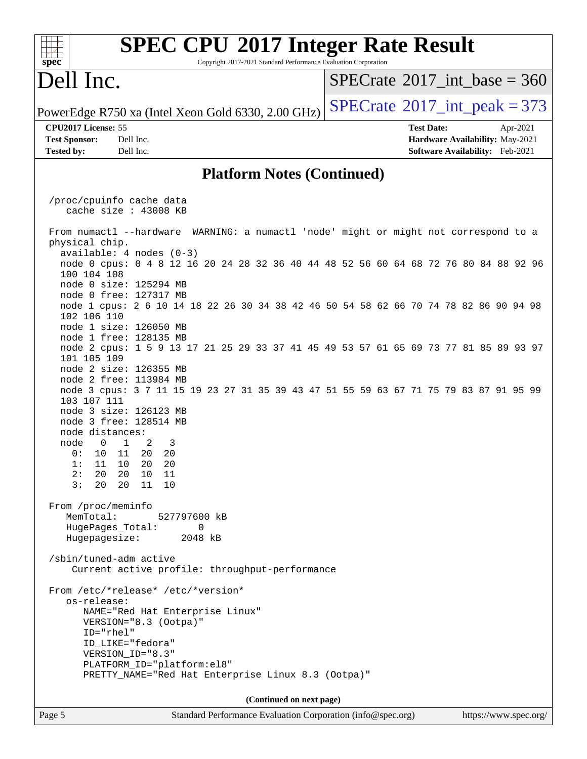## Platform Notes (Continued)

```
/proc/cpuinfo cache data
   cache size : 43008 KB

From numactl --hardware  WARNING: a numactl 'node' might or might not correspond to a
physical chip.
  available: 4 nodes (0-3)
  node 0 cpus: 0 4 8 12 16 20 24 28 32 36 40 44 48 52 56 60 64 68 72 76 80 84 88 92 96
  100 104 108
  node 0 size: 125294 MB
  node 0 free: 127317 MB
  node 1 cpus: 2 6 10 14 18 22 26 30 34 38 42 46 50 54 58 62 66 70 74 78 82 86 90 94 98
  102 106 110
  node 1 size: 126050 MB
  node 1 free: 128135 MB
  node 2 cpus: 1 5 9 13 17 21 25 29 33 37 41 45 49 53 57 61 65 69 73 77 81 85 89 93 97
  101 105 109
  node 2 size: 126355 MB
  node 2 free: 113984 MB
  node 3 cpus: 3 7 11 15 19 23 27 31 35 39 43 47 51 55 59 63 67 71 75 79 83 87 91 95 99
  103 107 111
  node 3 size: 126123 MB
  node 3 free: 128514 MB
  node distances:
  node   0   1   2   3
    0:  10  11  20  20
    1:  11  10  20  20
    2:  20  20  10  11
    3:  20  20  11  10

From /proc/meminfo
   MemTotal:       527797600 kB
   HugePages_Total:       0
   Hugepagesize:       2048 kB

/sbin/tuned-adm active
    Current active profile: throughput-performance

From /etc/*release* /etc/*version*
   os-release:
      NAME="Red Hat Enterprise Linux"
      VERSION="8.3 (Ootpa)"
      ID="rhel"
      ID_LIKE="fedora"
      VERSION_ID="8.3"
      PLATFORM_ID="platform:el8"
      PRETTY_NAME="Red Hat Enterprise Linux 8.3 (Ootpa)"
```

(Continued on next page)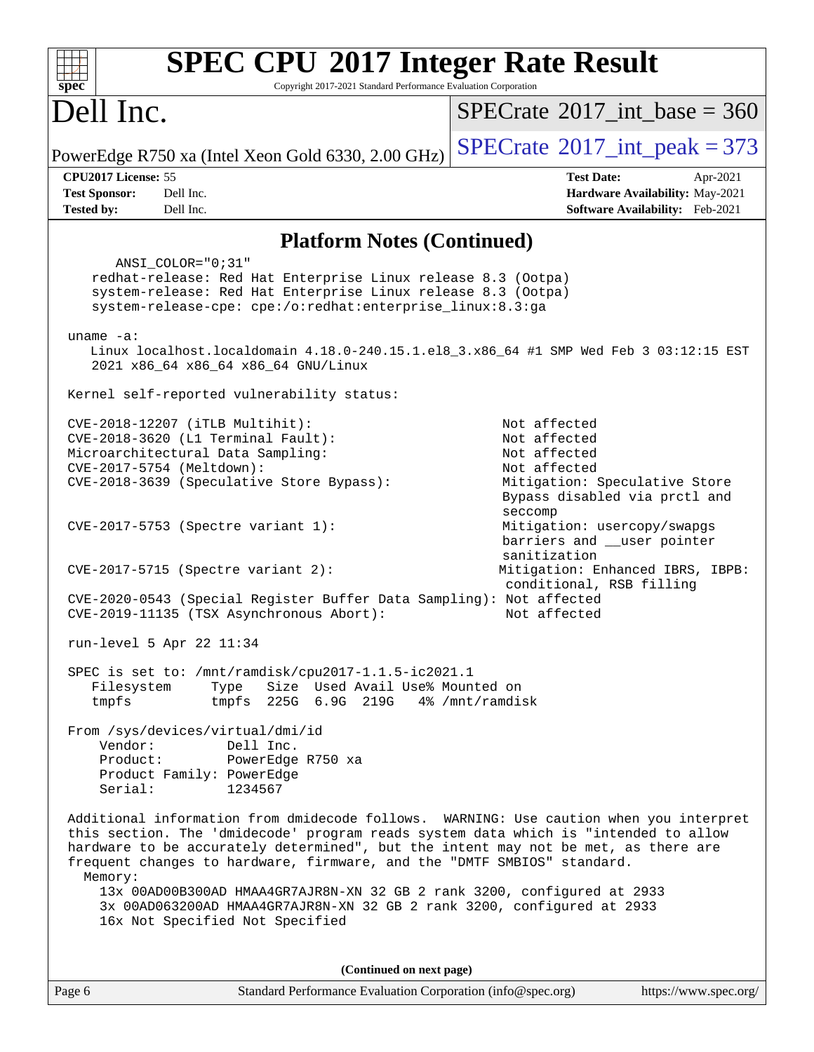# SPEC CPU 2017 Integer Rate Result

Copyright 2017-2021 Standard Performance Evaluation Corporation

## Dell Inc.

PowerEdge R750 xa (Intel Xeon Gold 6330, 2.00 GHz)

SPECrate 2017_int_base = 360

SPECrate 2017_int_peak = 373

**CPU2017 License:** 55
**Test Sponsor:** Dell Inc.
**Tested by:** Dell Inc.

**Test Date:** Apr-2021
**Hardware Availability:** May-2021
**Software Availability:** Feb-2021

### Platform Notes (Continued)

```
      ANSI_COLOR="0;31"
    redhat-release: Red Hat Enterprise Linux release 8.3 (Ootpa)
    system-release: Red Hat Enterprise Linux release 8.3 (Ootpa)
    system-release-cpe: cpe:/o:redhat:enterprise_linux:8.3:ga

 uname -a:
    Linux localhost.localdomain 4.18.0-240.15.1.el8_3.x86_64 #1 SMP Wed Feb 3 03:12:15 EST
    2021 x86_64 x86_64 x86_64 GNU/Linux

 Kernel self-reported vulnerability status:

 CVE-2018-12207 (iTLB Multihit):                          Not affected
 CVE-2018-3620 (L1 Terminal Fault):                       Not affected
 Microarchitectural Data Sampling:                        Not affected
 CVE-2017-5754 (Meltdown):                                Not affected
 CVE-2018-3639 (Speculative Store Bypass):                Mitigation: Speculative Store
                                                          Bypass disabled via prctl and
                                                          seccomp
 CVE-2017-5753 (Spectre variant 1):                       Mitigation: usercopy/swapgs
                                                          barriers and __user pointer
                                                          sanitization
 CVE-2017-5715 (Spectre variant 2):                       Mitigation: Enhanced IBRS, IBPB:
                                                          conditional, RSB filling
 CVE-2020-0543 (Special Register Buffer Data Sampling): Not affected
 CVE-2019-11135 (TSX Asynchronous Abort):                 Not affected

 run-level 5 Apr 22 11:34

 SPEC is set to: /mnt/ramdisk/cpu2017-1.1.5-ic2021.1
    Filesystem     Type   Size  Used Avail Use% Mounted on
    tmpfs          tmpfs  225G  6.9G  219G   4% /mnt/ramdisk

 From /sys/devices/virtual/dmi/id
     Vendor:         Dell Inc.
     Product:        PowerEdge R750 xa
     Product Family: PowerEdge
     Serial:         1234567

 Additional information from dmidecode follows.  WARNING: Use caution when you interpret
 this section. The 'dmidecode' program reads system data which is "intended to allow
 hardware to be accurately determined", but the intent may not be met, as there are
 frequent changes to hardware, firmware, and the "DMTF SMBIOS" standard.
   Memory:
     13x 00AD00B300AD HMAA4GR7AJR8N-XN 32 GB 2 rank 3200, configured at 2933
     3x 00AD063200AD HMAA4GR7AJR8N-XN 32 GB 2 rank 3200, configured at 2933
     16x Not Specified Not Specified
```

(Continued on next page)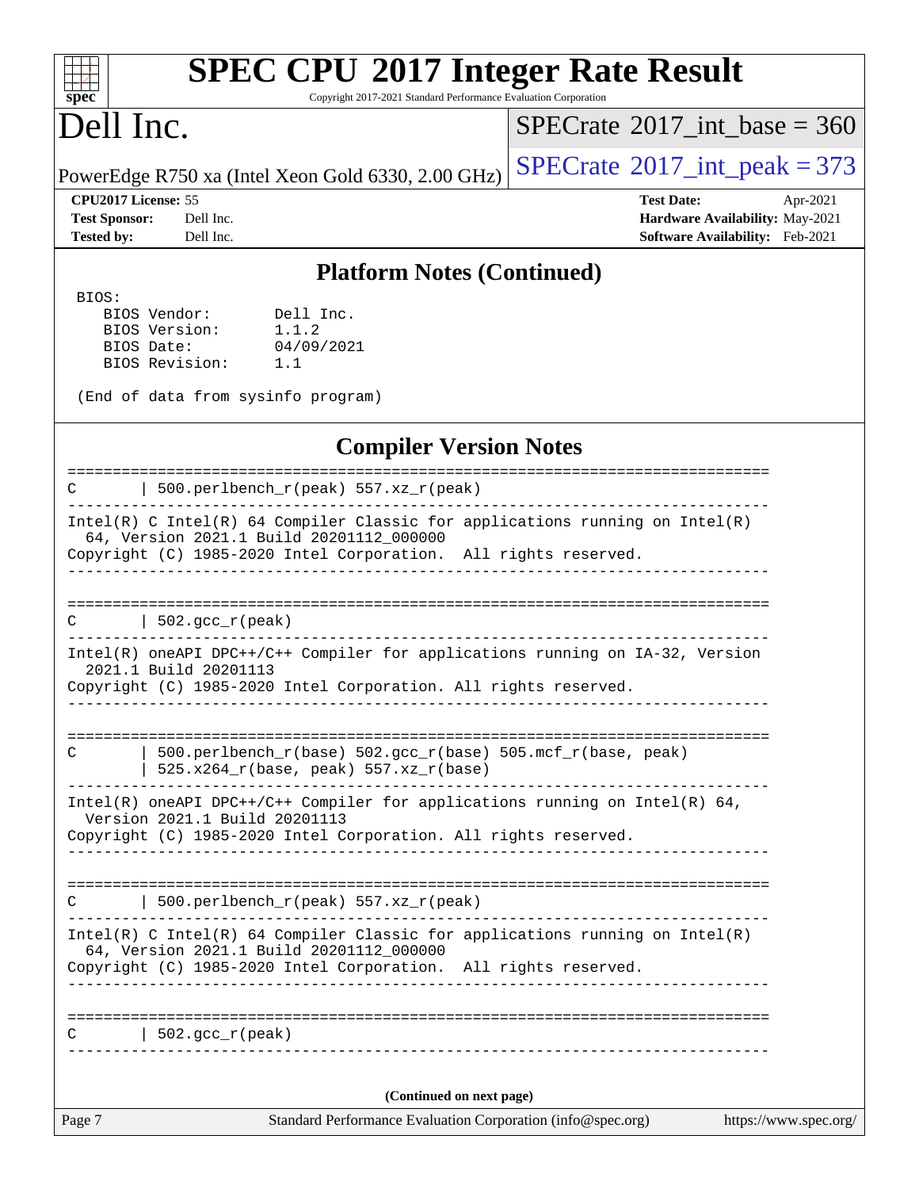## Platform Notes (Continued)

```
BIOS:
   BIOS Vendor:       Dell Inc.
   BIOS Version:      1.1.2
   BIOS Date:         04/09/2021
   BIOS Revision:     1.1

 (End of data from sysinfo program)
```

## Compiler Version Notes

```
==============================================================================
C       | 500.perlbench_r(peak) 557.xz_r(peak)
------------------------------------------------------------------------------
Intel(R) C Intel(R) 64 Compiler Classic for applications running on Intel(R)
  64, Version 2021.1 Build 20201112_000000
Copyright (C) 1985-2020 Intel Corporation.  All rights reserved.
------------------------------------------------------------------------------

==============================================================================
C       | 502.gcc_r(peak)
------------------------------------------------------------------------------
Intel(R) oneAPI DPC++/C++ Compiler for applications running on IA-32, Version
  2021.1 Build 20201113
Copyright (C) 1985-2020 Intel Corporation. All rights reserved.
------------------------------------------------------------------------------

==============================================================================
C       | 500.perlbench_r(base) 502.gcc_r(base) 505.mcf_r(base, peak)
        | 525.x264_r(base, peak) 557.xz_r(base)
------------------------------------------------------------------------------
Intel(R) oneAPI DPC++/C++ Compiler for applications running on Intel(R) 64,
  Version 2021.1 Build 20201113
Copyright (C) 1985-2020 Intel Corporation. All rights reserved.
------------------------------------------------------------------------------

==============================================================================
C       | 500.perlbench_r(peak) 557.xz_r(peak)
------------------------------------------------------------------------------
Intel(R) C Intel(R) 64 Compiler Classic for applications running on Intel(R)
  64, Version 2021.1 Build 20201112_000000
Copyright (C) 1985-2020 Intel Corporation.  All rights reserved.
------------------------------------------------------------------------------

==============================================================================
C       | 502.gcc_r(peak)
------------------------------------------------------------------------------
```

(Continued on next page)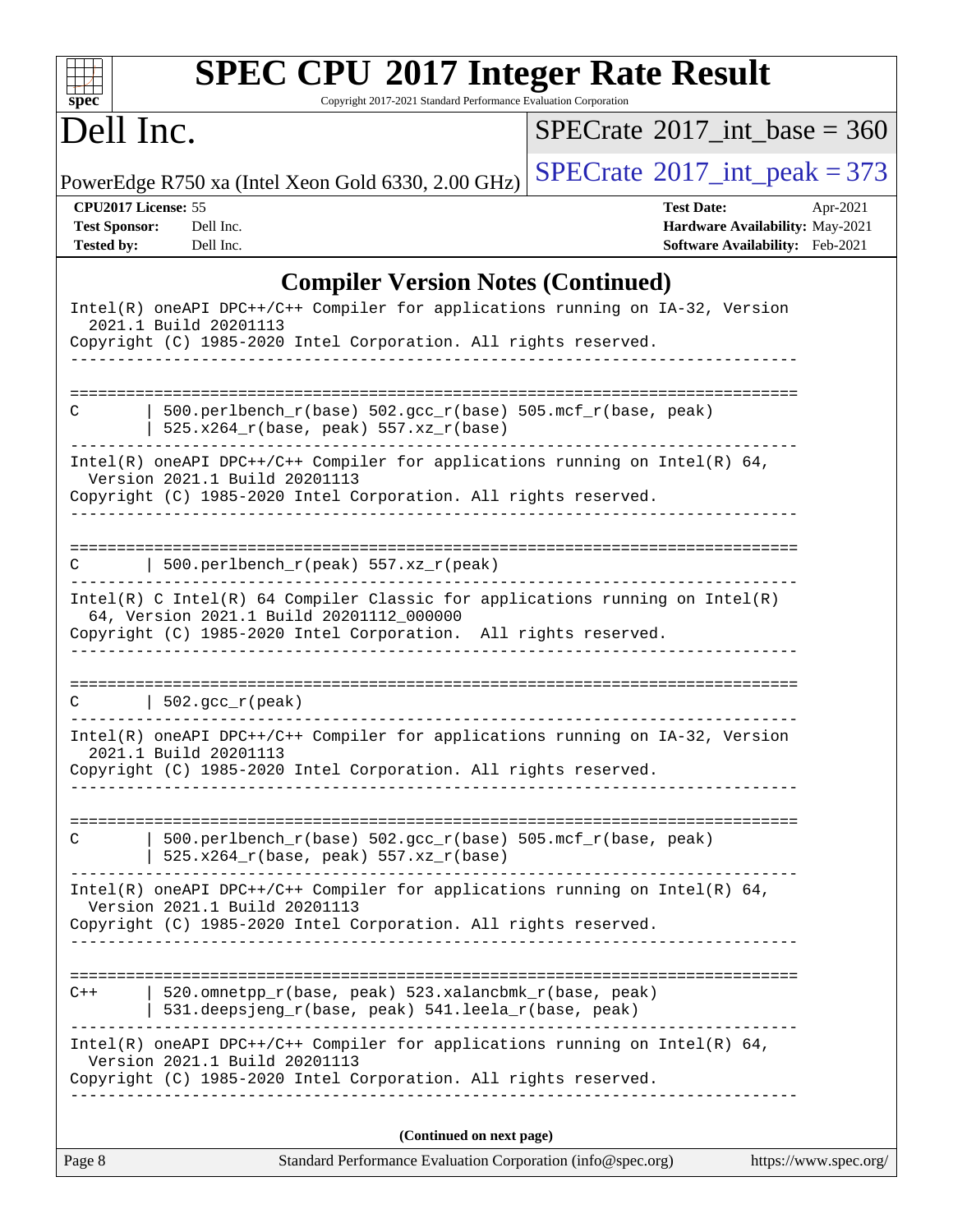## Compiler Version Notes (Continued)

```
Intel(R) oneAPI DPC++/C++ Compiler for applications running on IA-32, Version
  2021.1 Build 20201113
Copyright (C) 1985-2020 Intel Corporation. All rights reserved.
------------------------------------------------------------------------------

==============================================================================
C       | 500.perlbench_r(base) 502.gcc_r(base) 505.mcf_r(base, peak)
        | 525.x264_r(base, peak) 557.xz_r(base)
------------------------------------------------------------------------------
Intel(R) oneAPI DPC++/C++ Compiler for applications running on Intel(R) 64,
  Version 2021.1 Build 20201113
Copyright (C) 1985-2020 Intel Corporation. All rights reserved.
------------------------------------------------------------------------------

==============================================================================
C       | 500.perlbench_r(peak) 557.xz_r(peak)
------------------------------------------------------------------------------
Intel(R) C Intel(R) 64 Compiler Classic for applications running on Intel(R)
  64, Version 2021.1 Build 20201112_000000
Copyright (C) 1985-2020 Intel Corporation.  All rights reserved.
------------------------------------------------------------------------------

==============================================================================
C       | 502.gcc_r(peak)
------------------------------------------------------------------------------
Intel(R) oneAPI DPC++/C++ Compiler for applications running on IA-32, Version
  2021.1 Build 20201113
Copyright (C) 1985-2020 Intel Corporation. All rights reserved.
------------------------------------------------------------------------------

==============================================================================
C       | 500.perlbench_r(base) 502.gcc_r(base) 505.mcf_r(base, peak)
        | 525.x264_r(base, peak) 557.xz_r(base)
------------------------------------------------------------------------------
Intel(R) oneAPI DPC++/C++ Compiler for applications running on Intel(R) 64,
  Version 2021.1 Build 20201113
Copyright (C) 1985-2020 Intel Corporation. All rights reserved.
------------------------------------------------------------------------------

==============================================================================
C++     | 520.omnetpp_r(base, peak) 523.xalancbmk_r(base, peak)
        | 531.deepsjeng_r(base, peak) 541.leela_r(base, peak)
------------------------------------------------------------------------------
Intel(R) oneAPI DPC++/C++ Compiler for applications running on Intel(R) 64,
  Version 2021.1 Build 20201113
Copyright (C) 1985-2020 Intel Corporation. All rights reserved.
------------------------------------------------------------------------------
```

**(Continued on next page)**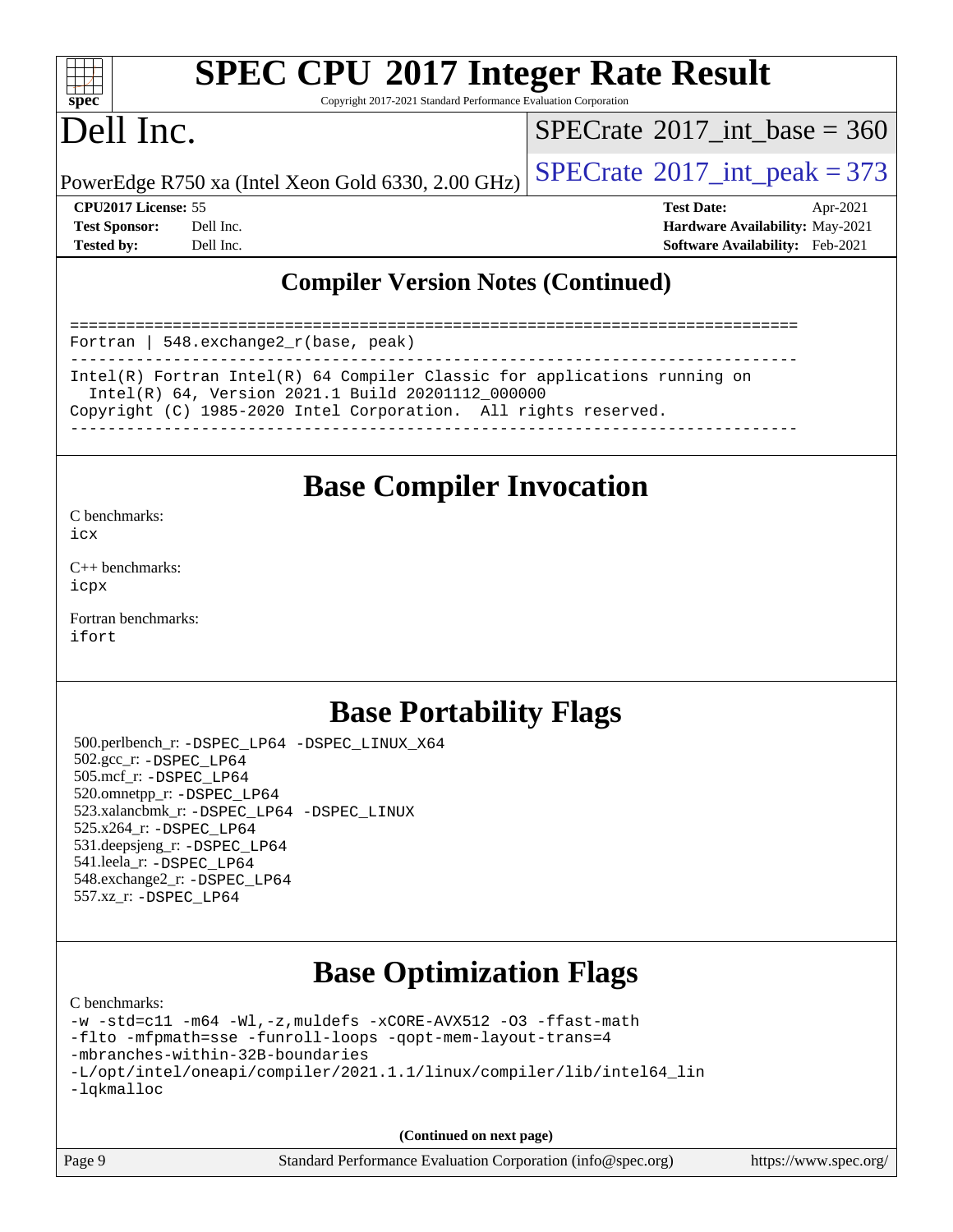## Compiler Version Notes (Continued)

```
==============================================================================
Fortran | 548.exchange2_r(base, peak)
------------------------------------------------------------------------------
Intel(R) Fortran Intel(R) 64 Compiler Classic for applications running on
  Intel(R) 64, Version 2021.1 Build 20201112_000000
Copyright (C) 1985-2020 Intel Corporation.  All rights reserved.
------------------------------------------------------------------------------
```

## Base Compiler Invocation

C benchmarks:
icx

C++ benchmarks:
icpx

Fortran benchmarks:
ifort

## Base Portability Flags

500.perlbench_r: -DSPEC_LP64 -DSPEC_LINUX_X64
502.gcc_r: -DSPEC_LP64
505.mcf_r: -DSPEC_LP64
520.omnetpp_r: -DSPEC_LP64
523.xalancbmk_r: -DSPEC_LP64 -DSPEC_LINUX
525.x264_r: -DSPEC_LP64
531.deepsjeng_r: -DSPEC_LP64
541.leela_r: -DSPEC_LP64
548.exchange2_r: -DSPEC_LP64
557.xz_r: -DSPEC_LP64

## Base Optimization Flags

C benchmarks:
-w -std=c11 -m64 -Wl,-z,muldefs -xCORE-AVX512 -O3 -ffast-math
-flto -mfpmath=sse -funroll-loops -qopt-mem-layout-trans=4
-mbranches-within-32B-boundaries
-L/opt/intel/oneapi/compiler/2021.1.1/linux/compiler/lib/intel64_lin
-lqkmalloc

**(Continued on next page)**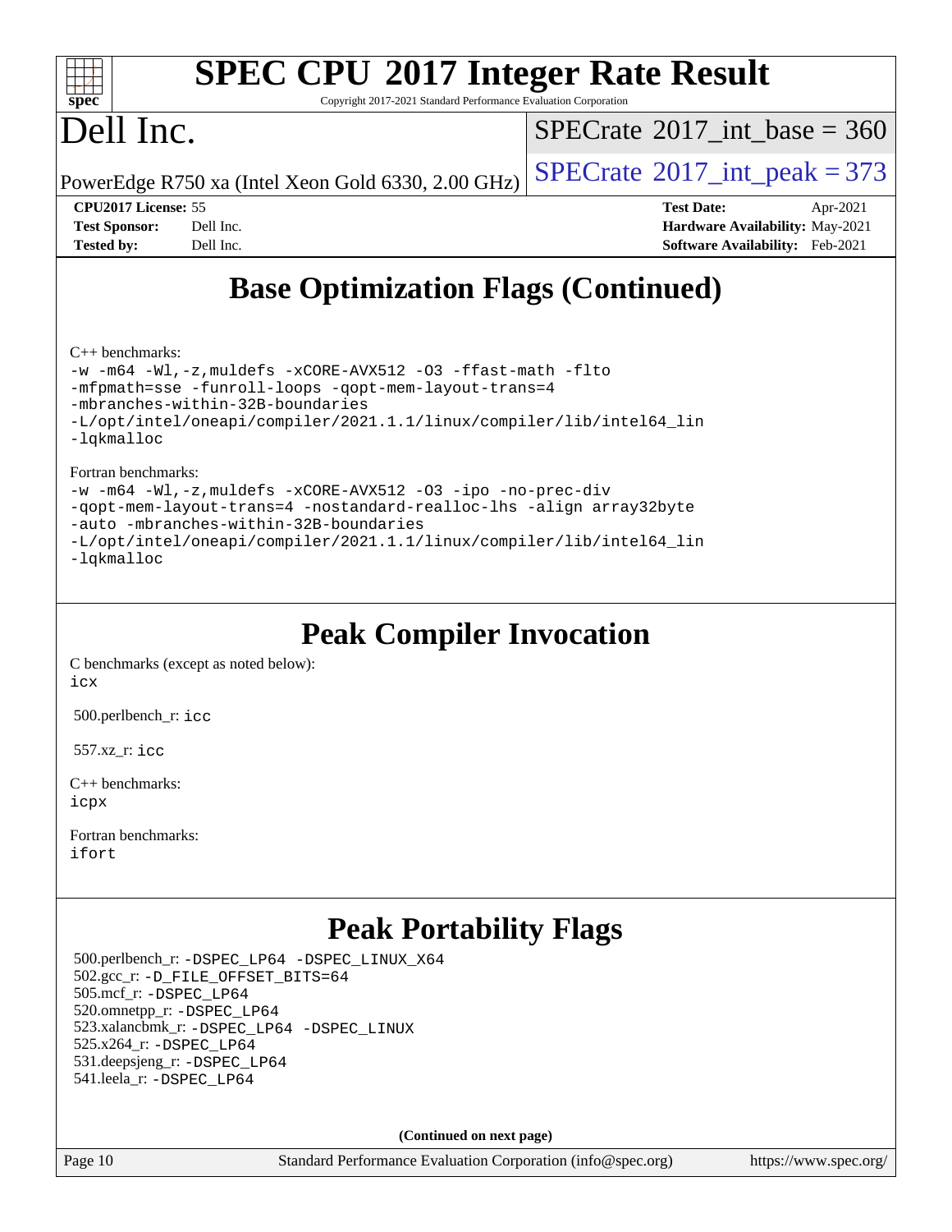## Base Optimization Flags (Continued)

C++ benchmarks:

```
-w -m64 -Wl,-z,muldefs -xCORE-AVX512 -O3 -ffast-math -flto
-mfpmath=sse -funroll-loops -qopt-mem-layout-trans=4
-mbranches-within-32B-boundaries
-L/opt/intel/oneapi/compiler/2021.1.1/linux/compiler/lib/intel64_lin
-lqkmalloc
```

Fortran benchmarks:

```
-w -m64 -Wl,-z,muldefs -xCORE-AVX512 -O3 -ipo -no-prec-div
-qopt-mem-layout-trans=4 -nostandard-realloc-lhs -align array32byte
-auto -mbranches-within-32B-boundaries
-L/opt/intel/oneapi/compiler/2021.1.1/linux/compiler/lib/intel64_lin
-lqkmalloc
```

## Peak Compiler Invocation

C benchmarks (except as noted below):
icx

500.perlbench_r: icc

557.xz_r: icc

C++ benchmarks:
icpx

Fortran benchmarks:
ifort

## Peak Portability Flags

500.perlbench_r: -DSPEC_LP64 -DSPEC_LINUX_X64
502.gcc_r: -D_FILE_OFFSET_BITS=64
505.mcf_r: -DSPEC_LP64
520.omnetpp_r: -DSPEC_LP64
523.xalancbmk_r: -DSPEC_LP64 -DSPEC_LINUX
525.x264_r: -DSPEC_LP64
531.deepsjeng_r: -DSPEC_LP64
541.leela_r: -DSPEC_LP64

**(Continued on next page)**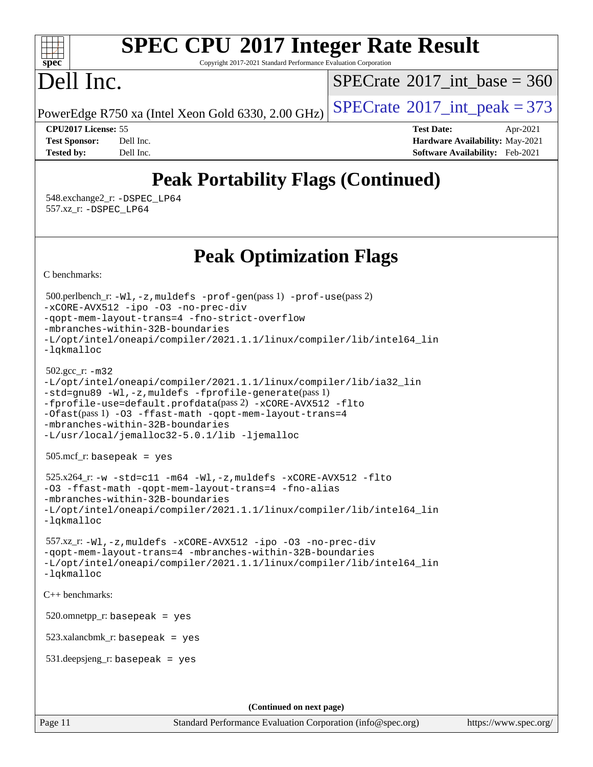# Peak Portability Flags (Continued)

548.exchange2_r: -DSPEC_LP64
557.xz_r: -DSPEC_LP64

# Peak Optimization Flags

C benchmarks:

500.perlbench_r: -Wl,-z,muldefs -prof-gen(pass 1) -prof-use(pass 2) -xCORE-AVX512 -ipo -O3 -no-prec-div -qopt-mem-layout-trans=4 -fno-strict-overflow -mbranches-within-32B-boundaries -L/opt/intel/oneapi/compiler/2021.1.1/linux/compiler/lib/intel64_lin -lqkmalloc

502.gcc_r: -m32 -L/opt/intel/oneapi/compiler/2021.1.1/linux/compiler/lib/ia32_lin -std=gnu89 -Wl,-z,muldefs -fprofile-generate(pass 1) -fprofile-use=default.profdata(pass 2) -xCORE-AVX512 -flto -Ofast(pass 1) -O3 -ffast-math -qopt-mem-layout-trans=4 -mbranches-within-32B-boundaries -L/usr/local/jemalloc32-5.0.1/lib -ljemalloc

505.mcf_r: basepeak = yes

525.x264_r: -w -std=c11 -m64 -Wl,-z,muldefs -xCORE-AVX512 -flto -O3 -ffast-math -qopt-mem-layout-trans=4 -fno-alias -mbranches-within-32B-boundaries -L/opt/intel/oneapi/compiler/2021.1.1/linux/compiler/lib/intel64_lin -lqkmalloc

557.xz_r: -Wl,-z,muldefs -xCORE-AVX512 -ipo -O3 -no-prec-div -qopt-mem-layout-trans=4 -mbranches-within-32B-boundaries -L/opt/intel/oneapi/compiler/2021.1.1/linux/compiler/lib/intel64_lin -lqkmalloc

C++ benchmarks:

520.omnetpp_r: basepeak = yes

523.xalancbmk_r: basepeak = yes

531.deepsjeng_r: basepeak = yes

(Continued on next page)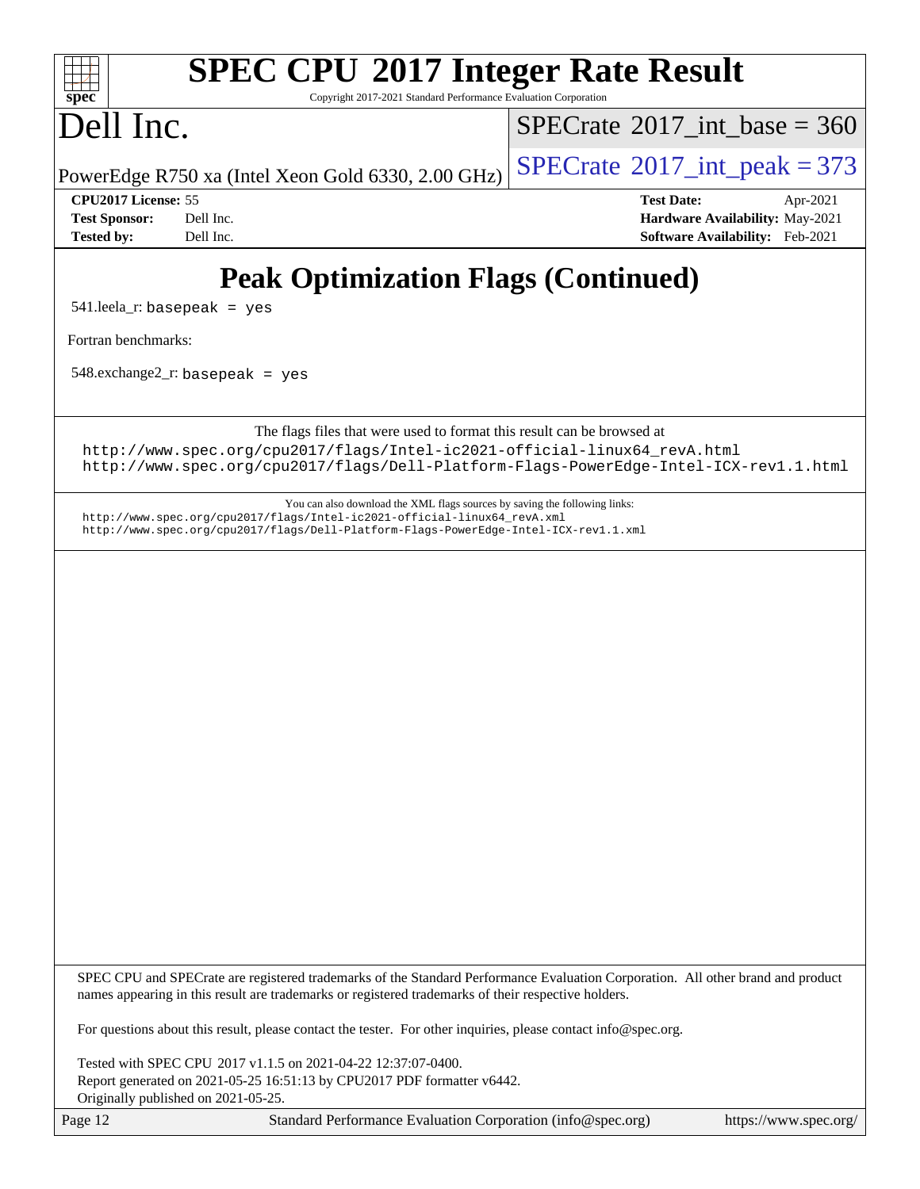## Peak Optimization Flags (Continued)

541.leela_r: `basepeak = yes`

Fortran benchmarks:

548.exchange2_r: `basepeak = yes`

The flags files that were used to format this result can be browsed at

http://www.spec.org/cpu2017/flags/Intel-ic2021-official-linux64_revA.html
http://www.spec.org/cpu2017/flags/Dell-Platform-Flags-PowerEdge-Intel-ICX-rev1.1.html

You can also download the XML flags sources by saving the following links:

http://www.spec.org/cpu2017/flags/Intel-ic2021-official-linux64_revA.xml
http://www.spec.org/cpu2017/flags/Dell-Platform-Flags-PowerEdge-Intel-ICX-rev1.1.xml

SPEC CPU and SPECrate are registered trademarks of the Standard Performance Evaluation Corporation. All other brand and product names appearing in this result are trademarks or registered trademarks of their respective holders.

For questions about this result, please contact the tester. For other inquiries, please contact info@spec.org.

Tested with SPEC CPU 2017 v1.1.5 on 2021-04-22 12:37:07-0400.
Report generated on 2021-05-25 16:51:13 by CPU2017 PDF formatter v6442.
Originally published on 2021-05-25.